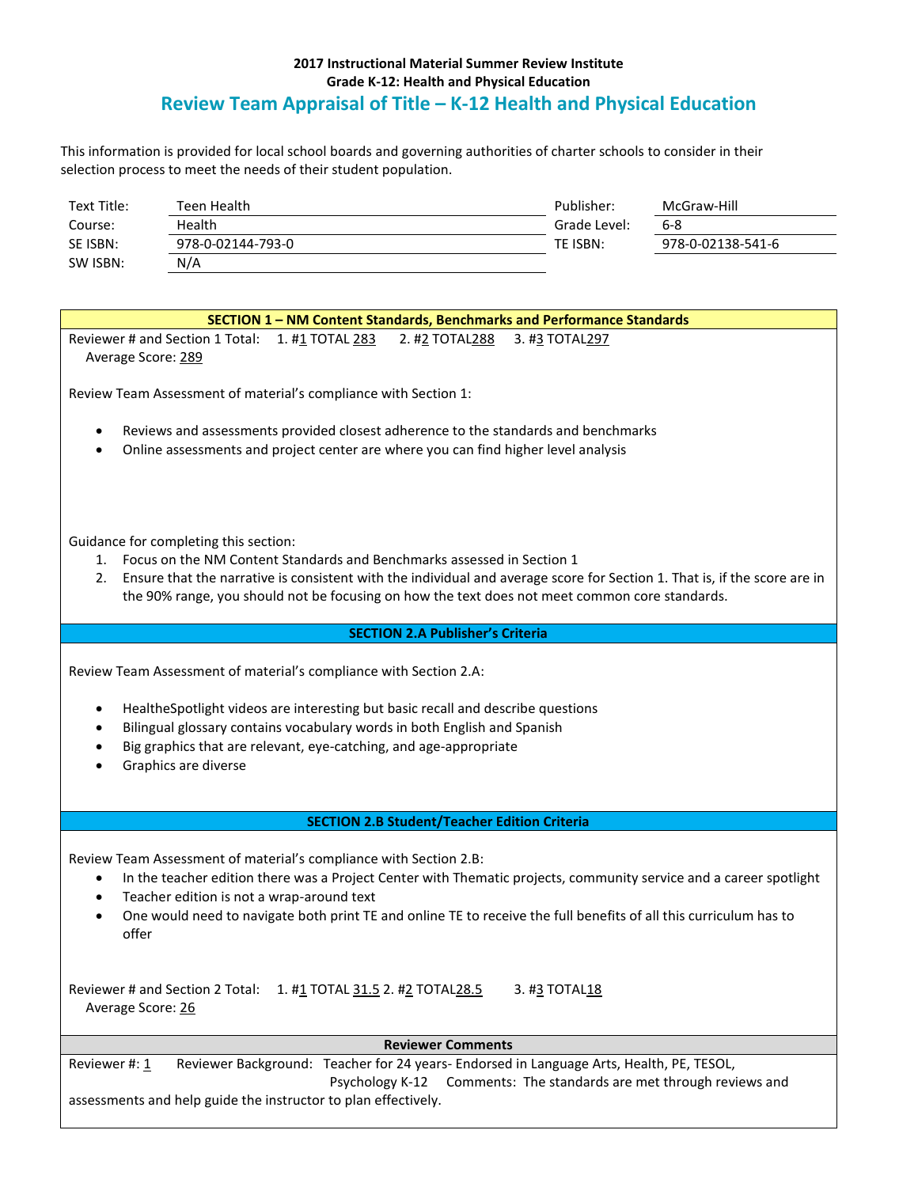**2017 Instructional Material Summer Review Institute**
**Grade K-12: Health and Physical Education**

# Review Team Appraisal of Title – K-12 Health and Physical Education

This information is provided for local school boards and governing authorities of charter schools to consider in their selection process to meet the needs of their student population.

| | | | |
|---|---|---|---|
| Text Title: | Teen Health | Publisher: | McGraw-Hill |
| Course: | Health | Grade Level: | 6-8 |
| SE ISBN: | 978-0-02144-793-0 | TE ISBN: | 978-0-02138-541-6 |
| SW ISBN: | N/A | | |

## SECTION 1 – NM Content Standards, Benchmarks and Performance Standards

Reviewer # and Section 1 Total: 1. #1 TOTAL 283 2. #2 TOTAL 288 3. #3 TOTAL 297

Average Score: 289

Review Team Assessment of material's compliance with Section 1:

- Reviews and assessments provided closest adherence to the standards and benchmarks
- Online assessments and project center are where you can find higher level analysis

Guidance for completing this section:

1. Focus on the NM Content Standards and Benchmarks assessed in Section 1
2. Ensure that the narrative is consistent with the individual and average score for Section 1. That is, if the score are in the 90% range, you should not be focusing on how the text does not meet common core standards.

## SECTION 2.A Publisher's Criteria

Review Team Assessment of material's compliance with Section 2.A:

- HealtheSpotlight videos are interesting but basic recall and describe questions
- Bilingual glossary contains vocabulary words in both English and Spanish
- Big graphics that are relevant, eye-catching, and age-appropriate
- Graphics are diverse

## SECTION 2.B Student/Teacher Edition Criteria

Review Team Assessment of material's compliance with Section 2.B:

- In the teacher edition there was a Project Center with Thematic projects, community service and a career spotlight
- Teacher edition is not a wrap-around text
- One would need to navigate both print TE and online TE to receive the full benefits of all this curriculum has to offer

Reviewer # and Section 2 Total: 1. #1 TOTAL 31.5 2. #2 TOTAL 28.5 3. #3 TOTAL 18

Average Score: 26

## Reviewer Comments

Reviewer #: 1 Reviewer Background: Teacher for 24 years- Endorsed in Language Arts, Health, PE, TESOL, Psychology K-12 Comments: The standards are met through reviews and assessments and help guide the instructor to plan effectively.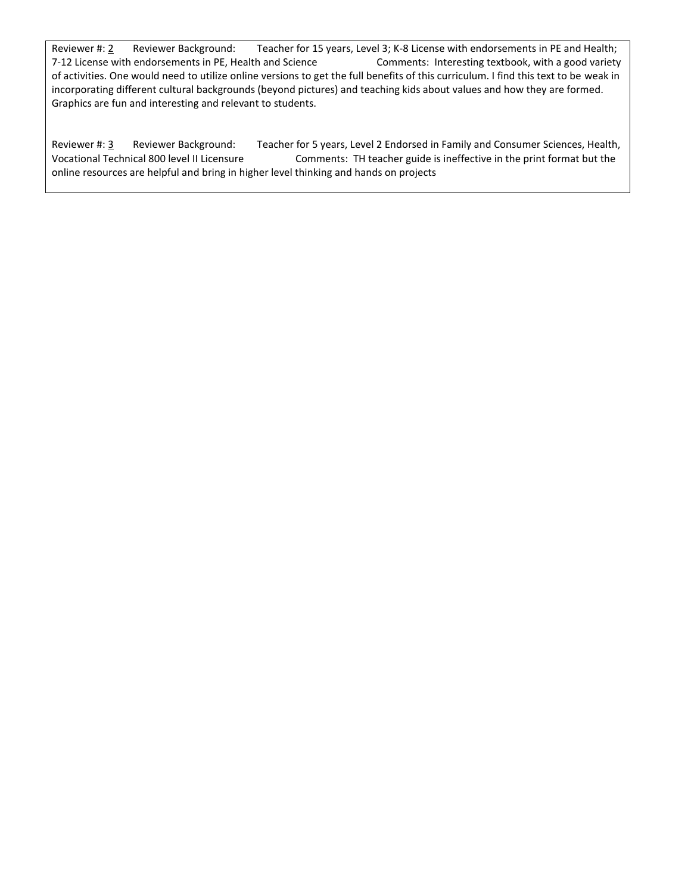Reviewer #: 2 Reviewer Background: Teacher for 15 years, Level 3; K-8 License with endorsements in PE and Health; 7-12 License with endorsements in PE, Health and Science Comments: Interesting textbook, with a good variety of activities. One would need to utilize online versions to get the full benefits of this curriculum. I find this text to be weak in incorporating different cultural backgrounds (beyond pictures) and teaching kids about values and how they are formed. Graphics are fun and interesting and relevant to students.

Reviewer #: 3 Reviewer Background: Teacher for 5 years, Level 2 Endorsed in Family and Consumer Sciences, Health, Vocational Technical 800 level II Licensure Comments: TH teacher guide is ineffective in the print format but the online resources are helpful and bring in higher level thinking and hands on projects